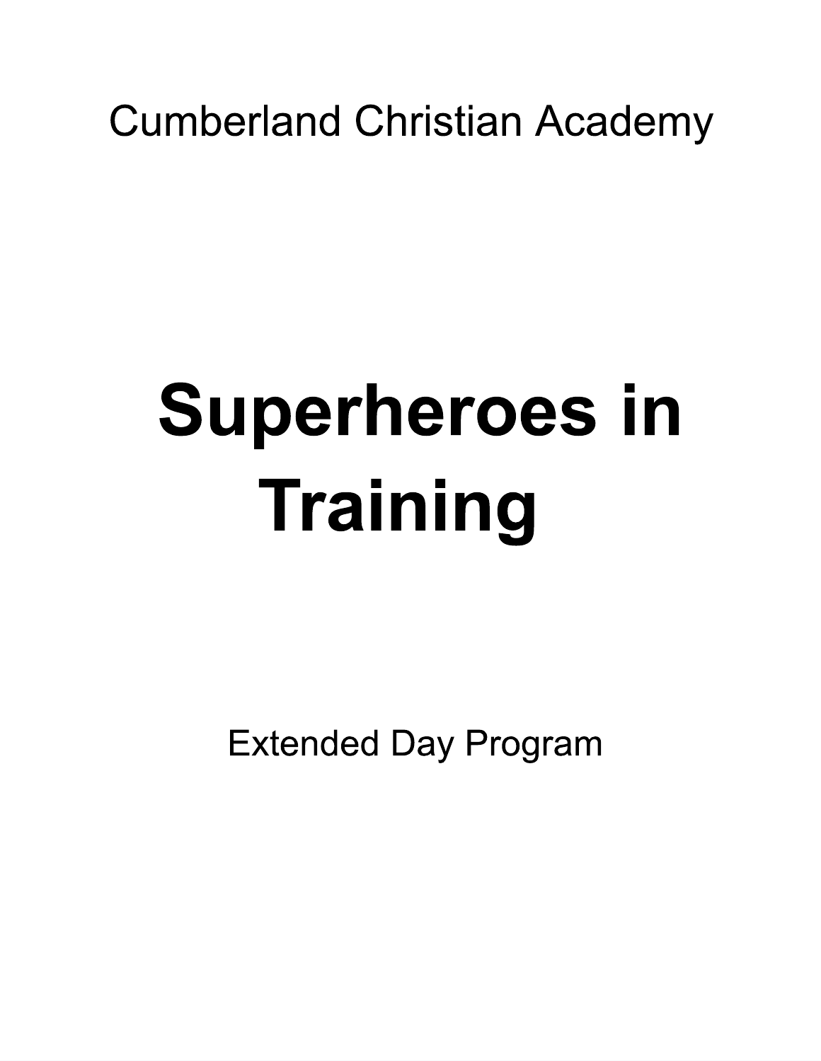Cumberland Christian Academy

# Superheroes in Training

Extended Day Program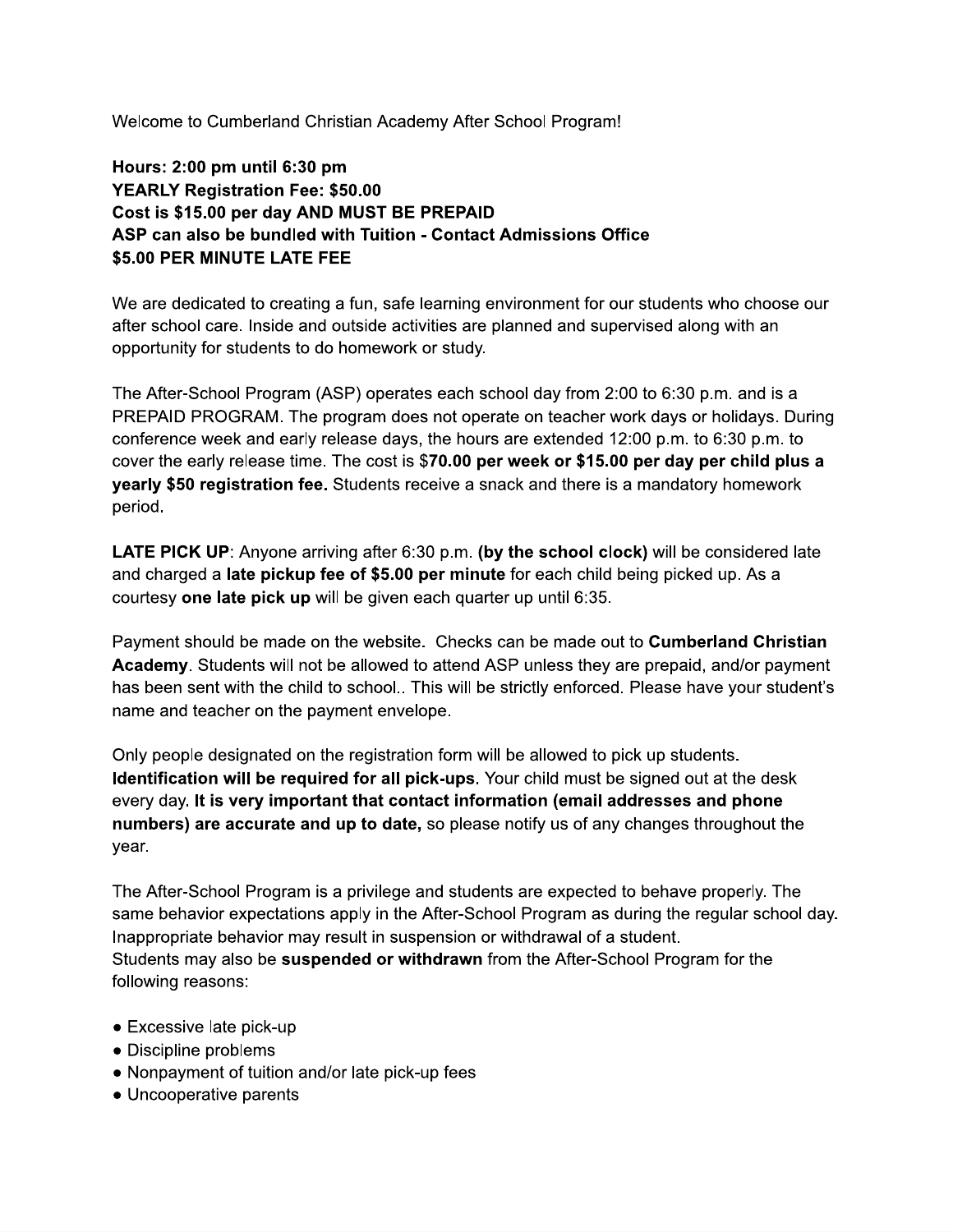Welcome to Cumberland Christian Academy After School Program!

**Hours: 2:00 pm until 6:30 pm**
**YEARLY Registration Fee: $50.00**
**Cost is $15.00 per day AND MUST BE PREPAID**
**ASP can also be bundled with Tuition - Contact Admissions Office**
**$5.00 PER MINUTE LATE FEE**

We are dedicated to creating a fun, safe learning environment for our students who choose our after school care. Inside and outside activities are planned and supervised along with an opportunity for students to do homework or study.

The After-School Program (ASP) operates each school day from 2:00 to 6:30 p.m. and is a PREPAID PROGRAM. The program does not operate on teacher work days or holidays. During conference week and early release days, the hours are extended 12:00 p.m. to 6:30 p.m. to cover the early release time. The cost is $**70.00 per week or $15.00 per day per child plus a yearly $50 registration fee.** Students receive a snack and there is a mandatory homework period.

**LATE PICK UP**: Anyone arriving after 6:30 p.m. **(by the school clock)** will be considered late and charged a **late pickup fee of $5.00 per minute** for each child being picked up. As a courtesy **one late pick up** will be given each quarter up until 6:35.

Payment should be made on the website. Checks can be made out to **Cumberland Christian Academy**. Students will not be allowed to attend ASP unless they are prepaid, and/or payment has been sent with the child to school.. This will be strictly enforced. Please have your student's name and teacher on the payment envelope.

Only people designated on the registration form will be allowed to pick up students. **Identification will be required for all pick-ups**. Your child must be signed out at the desk every day. **It is very important that contact information (email addresses and phone numbers) are accurate and up to date,** so please notify us of any changes throughout the year.

The After-School Program is a privilege and students are expected to behave properly. The same behavior expectations apply in the After-School Program as during the regular school day. Inappropriate behavior may result in suspension or withdrawal of a student.
Students may also be **suspended or withdrawn** from the After-School Program for the following reasons:

- Excessive late pick-up
- Discipline problems
- Nonpayment of tuition and/or late pick-up fees
- Uncooperative parents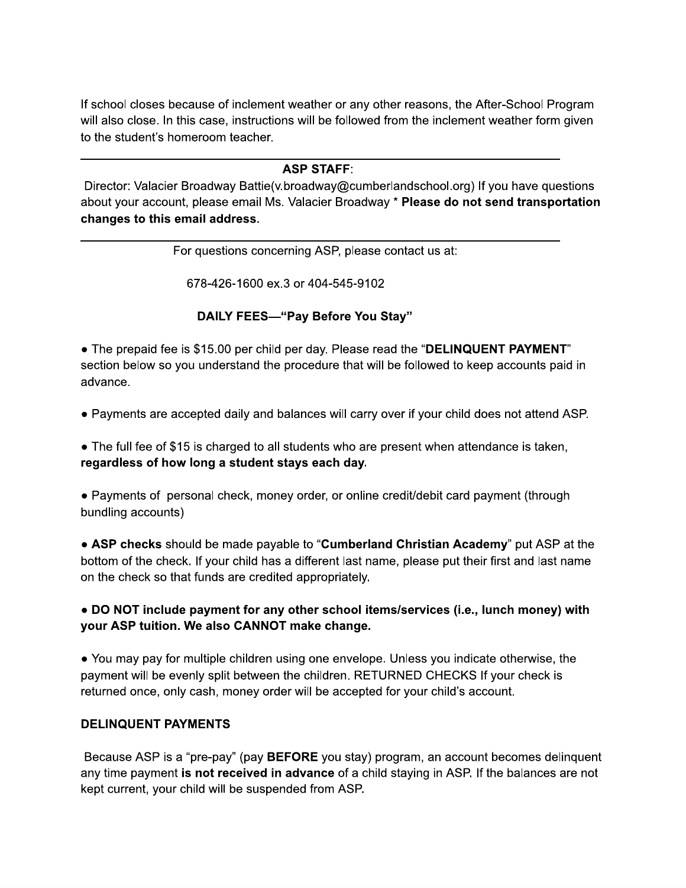If school closes because of inclement weather or any other reasons, the After-School Program will also close. In this case, instructions will be followed from the inclement weather form given to the student's homeroom teacher.

---

**ASP STAFF**:

Director: Valacier Broadway Battie(v.broadway@cumberlandschool.org) If you have questions about your account, please email Ms. Valacier Broadway * **Please do not send transportation changes to this email address.**

---

For questions concerning ASP, please contact us at:

678-426-1600 ex.3 or 404-545-9102

**DAILY FEES—"Pay Before You Stay"**

- The prepaid fee is $15.00 per child per day. Please read the "**DELINQUENT PAYMENT**" section below so you understand the procedure that will be followed to keep accounts paid in advance.

- Payments are accepted daily and balances will carry over if your child does not attend ASP.

- The full fee of $15 is charged to all students who are present when attendance is taken, **regardless of how long a student stays each day**.

- Payments of personal check, money order, or online credit/debit card payment (through bundling accounts)

- **ASP checks** should be made payable to "**Cumberland Christian Academy**" put ASP at the bottom of the check. If your child has a different last name, please put their first and last name on the check so that funds are credited appropriately.

- **DO NOT include payment for any other school items/services (i.e., lunch money) with your ASP tuition. We also CANNOT make change.**

- You may pay for multiple children using one envelope. Unless you indicate otherwise, the payment will be evenly split between the children. RETURNED CHECKS If your check is returned once, only cash, money order will be accepted for your child's account.

**DELINQUENT PAYMENTS**

Because ASP is a "pre-pay" (pay **BEFORE** you stay) program, an account becomes delinquent any time payment **is not received in advance** of a child staying in ASP. If the balances are not kept current, your child will be suspended from ASP.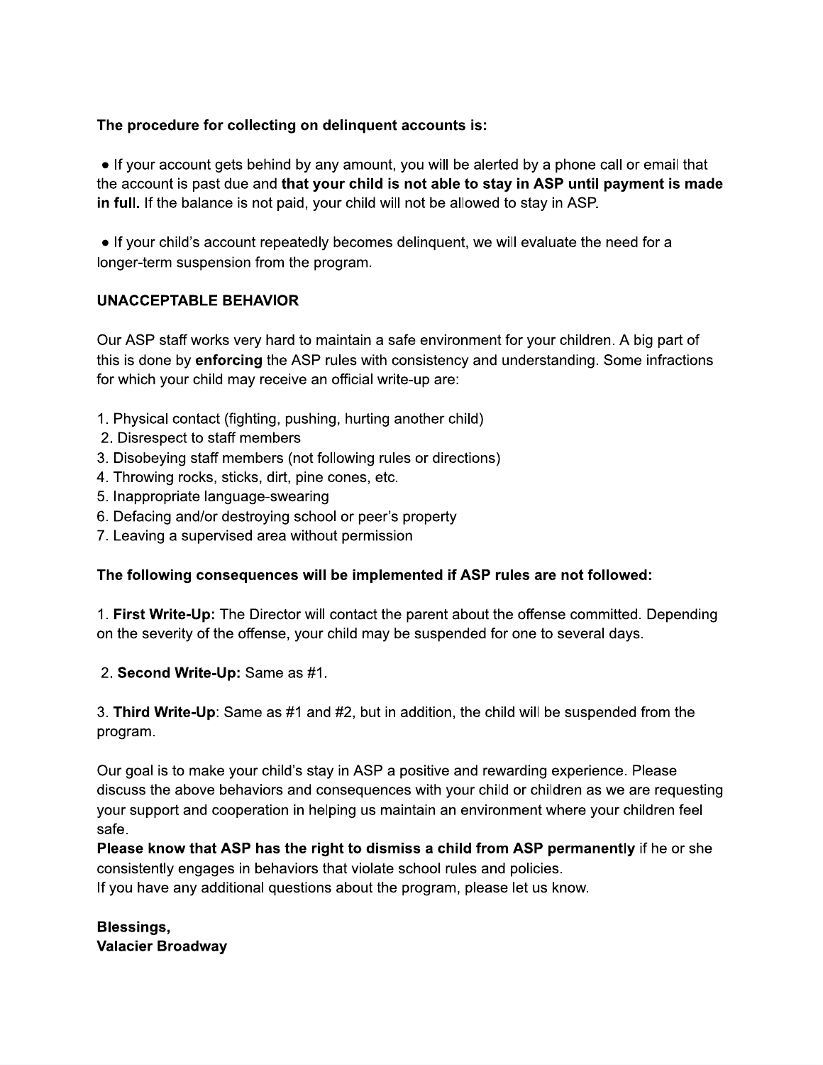**The procedure for collecting on delinquent accounts is:**

- If your account gets behind by any amount, you will be alerted by a phone call or email that the account is past due and **that your child is not able to stay in ASP until payment is made in full.** If the balance is not paid, your child will not be allowed to stay in ASP.

- If your child's account repeatedly becomes delinquent, we will evaluate the need for a longer-term suspension from the program.

**UNACCEPTABLE BEHAVIOR**

Our ASP staff works very hard to maintain a safe environment for your children. A big part of this is done by **enforcing** the ASP rules with consistency and understanding. Some infractions for which your child may receive an official write-up are:

1. Physical contact (fighting, pushing, hurting another child)
2. Disrespect to staff members
3. Disobeying staff members (not following rules or directions)
4. Throwing rocks, sticks, dirt, pine cones, etc.
5. Inappropriate language-swearing
6. Defacing and/or destroying school or peer's property
7. Leaving a supervised area without permission

**The following consequences will be implemented if ASP rules are not followed:**

1. **First Write-Up:** The Director will contact the parent about the offense committed. Depending on the severity of the offense, your child may be suspended for one to several days.

2. **Second Write-Up:** Same as #1.

3. **Third Write-Up**: Same as #1 and #2, but in addition, the child will be suspended from the program.

Our goal is to make your child's stay in ASP a positive and rewarding experience. Please discuss the above behaviors and consequences with your child or children as we are requesting your support and cooperation in helping us maintain an environment where your children feel safe.
**Please know that ASP has the right to dismiss a child from ASP permanently** if he or she consistently engages in behaviors that violate school rules and policies.
If you have any additional questions about the program, please let us know.

**Blessings,**
**Valacier Broadway**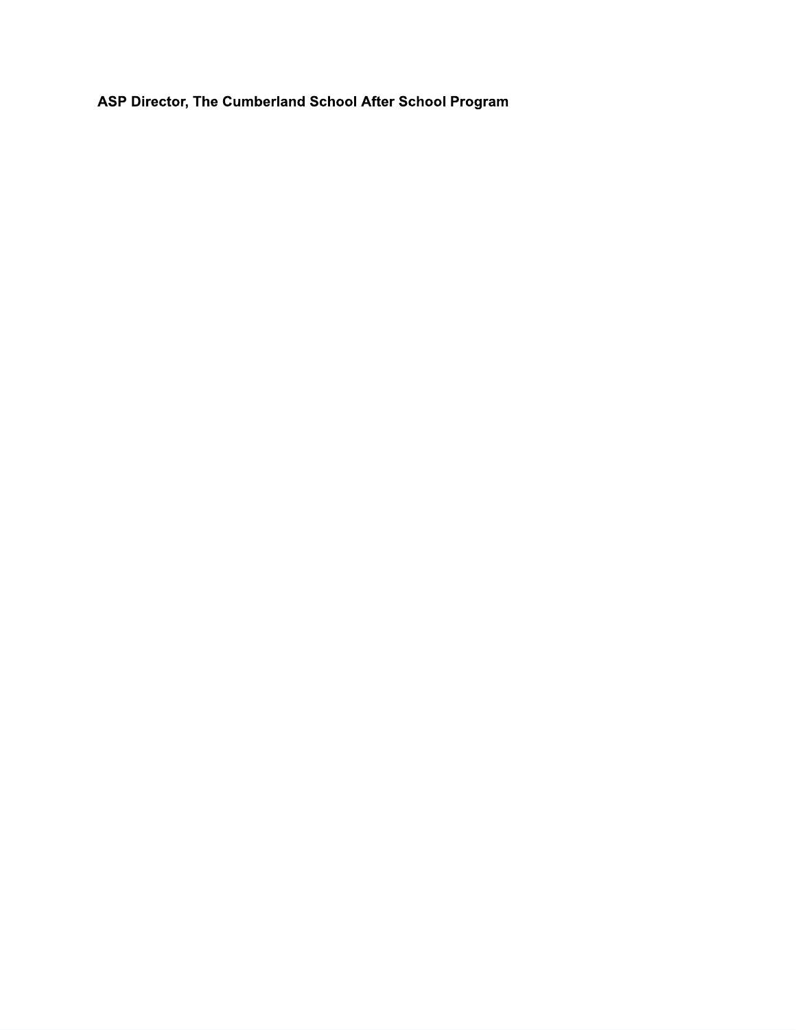**ASP Director, The Cumberland School After School Program**